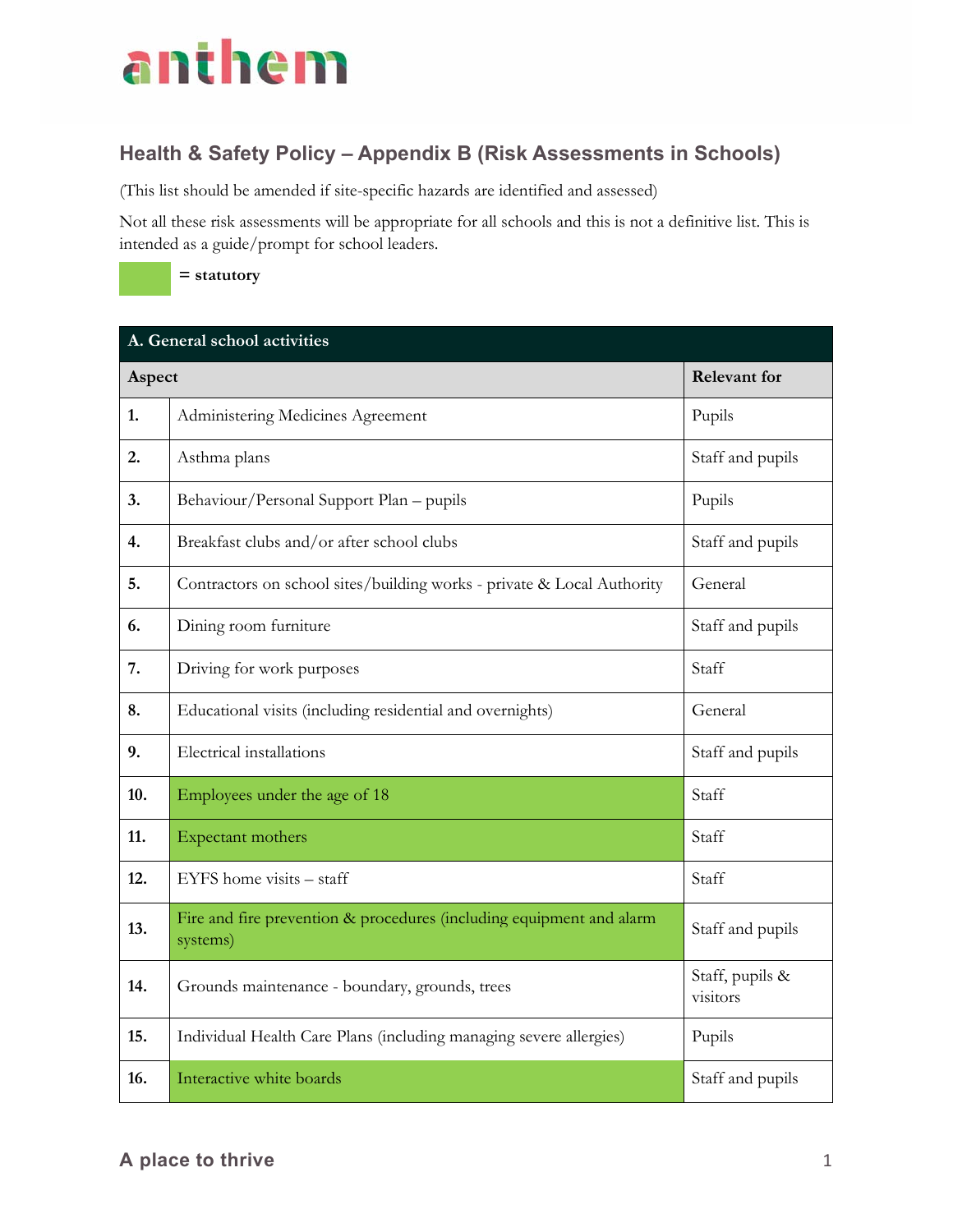anthem

## Health & Safety Policy – Appendix B (Risk Assessments in Schools)

(This list should be amended if site-specific hazards are identified and assessed)

Not all these risk assessments will be appropriate for all schools and this is not a definitive list. This is intended as a guide/prompt for school leaders.

(green) = **statutory**

| **A. General school activities** | | |
|---|---|---|
| **Aspect** | | **Relevant for** |
| **1.** | Administering Medicines Agreement | Pupils |
| **2.** | Asthma plans | Staff and pupils |
| **3.** | Behaviour/Personal Support Plan – pupils | Pupils |
| **4.** | Breakfast clubs and/or after school clubs | Staff and pupils |
| **5.** | Contractors on school sites/building works - private & Local Authority | General |
| **6.** | Dining room furniture | Staff and pupils |
| **7.** | Driving for work purposes | Staff |
| **8.** | Educational visits (including residential and overnights) | General |
| **9.** | Electrical installations | Staff and pupils |
| **10.** | Employees under the age of 18 (statutory) | Staff |
| **11.** | Expectant mothers (statutory) | Staff |
| **12.** | EYFS home visits – staff | Staff |
| **13.** | Fire and fire prevention & procedures (including equipment and alarm systems) (statutory) | Staff and pupils |
| **14.** | Grounds maintenance - boundary, grounds, trees | Staff, pupils & visitors |
| **15.** | Individual Health Care Plans (including managing severe allergies) | Pupils |
| **16.** | Interactive white boards (statutory) | Staff and pupils |

A place to thrive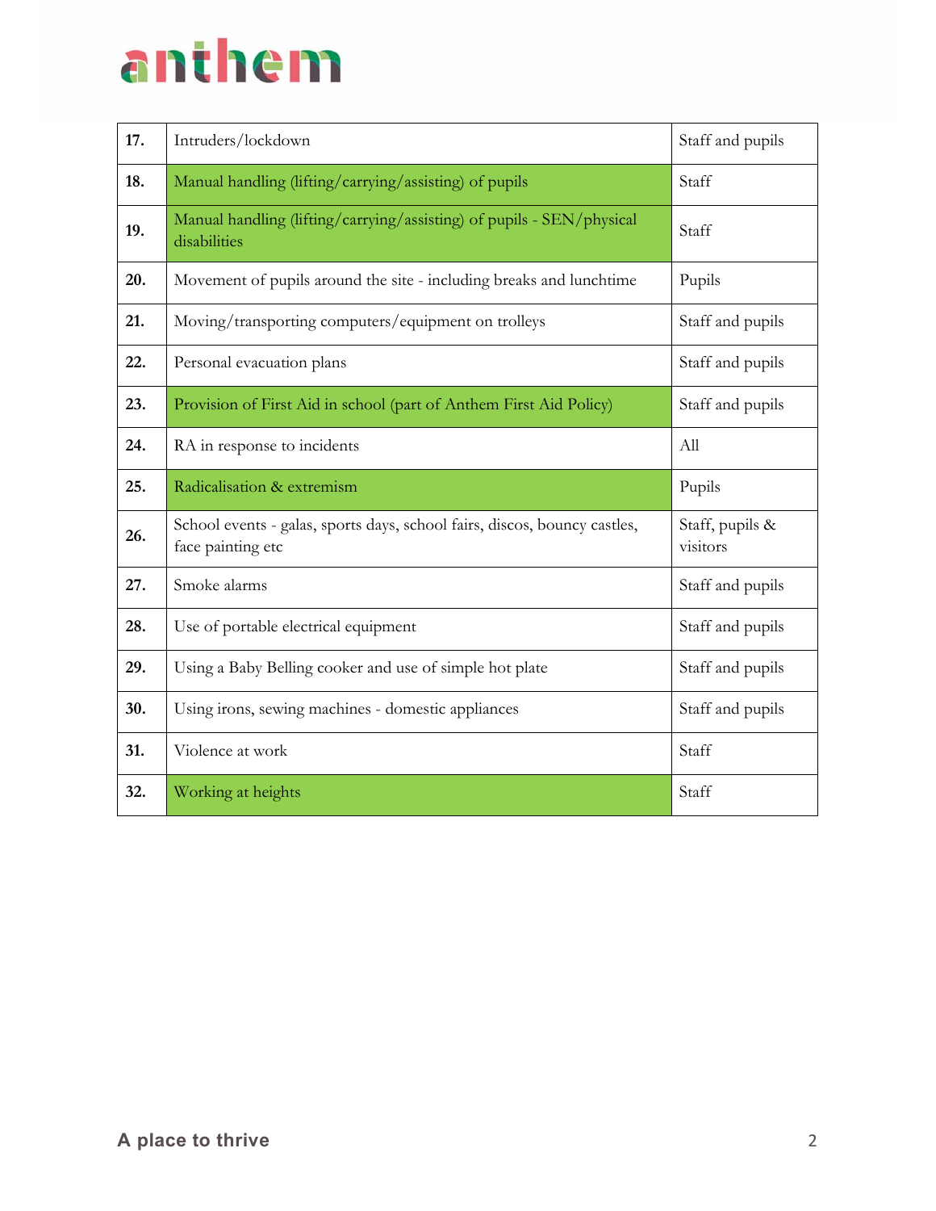| | | |
|---|---|---|
| **17.** | Intruders/lockdown | Staff and pupils |
| **18.** | Manual handling (lifting/carrying/assisting) of pupils | Staff |
| **19.** | Manual handling (lifting/carrying/assisting) of pupils - SEN/physical disabilities | Staff |
| **20.** | Movement of pupils around the site - including breaks and lunchtime | Pupils |
| **21.** | Moving/transporting computers/equipment on trolleys | Staff and pupils |
| **22.** | Personal evacuation plans | Staff and pupils |
| **23.** | Provision of First Aid in school (part of Anthem First Aid Policy) | Staff and pupils |
| **24.** | RA in response to incidents | All |
| **25.** | Radicalisation & extremism | Pupils |
| **26.** | School events - galas, sports days, school fairs, discos, bouncy castles, face painting etc | Staff, pupils & visitors |
| **27.** | Smoke alarms | Staff and pupils |
| **28.** | Use of portable electrical equipment | Staff and pupils |
| **29.** | Using a Baby Belling cooker and use of simple hot plate | Staff and pupils |
| **30.** | Using irons, sewing machines - domestic appliances | Staff and pupils |
| **31.** | Violence at work | Staff |
| **32.** | Working at heights | Staff |